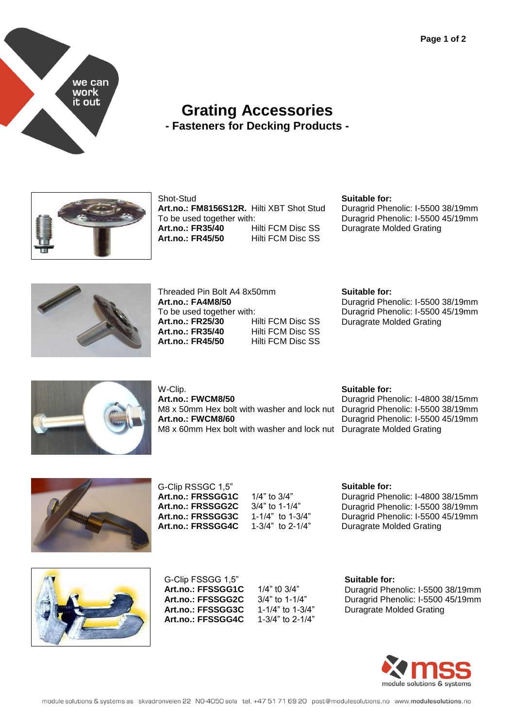# Grating Accessories

## - Fasteners for Decking Products -

Shot-Stud
**Art.no.: FM8156S12R.** Hilti XBT Shot Stud
To be used together with:
**Art.no.: FR35/40** Hilti FCM Disc SS
**Art.no.: FR45/50** Hilti FCM Disc SS

**Suitable for:**
Duragrid Phenolic: I-5500 38/19mm
Duragrid Phenolic: I-5500 45/19mm
Duragrate Molded Grating

Threaded Pin Bolt A4 8x50mm
**Art.no.: FA4M8/50**
To be used together with:
**Art.no.: FR25/30** Hilti FCM Disc SS
**Art.no.: FR35/40** Hilti FCM Disc SS
**Art.no.: FR45/50** Hilti FCM Disc SS

**Suitable for:**
Duragrid Phenolic: I-5500 38/19mm
Duragrid Phenolic: I-5500 45/19mm
Duragrate Molded Grating

W-Clip.
**Art.no.: FWCM8/50**
M8 x 50mm Hex bolt with washer and lock nut
**Art.no.: FWCM8/60**
M8 x 60mm Hex bolt with washer and lock nut

**Suitable for:**
Duragrid Phenolic: I-4800 38/15mm
Duragrid Phenolic: I-5500 38/19mm
Duragrid Phenolic: I-5500 45/19mm
Duragrate Molded Grating

G-Clip RSSGC 1,5"
**Art.no.: FRSSGG1C** 1/4" to 3/4"
**Art.no.: FRSSGG2C** 3/4" to 1-1/4"
**Art.no.: FRSSGG3C** 1-1/4" to 1-3/4"
**Art.no.: FRSSGG4C** 1-3/4" to 2-1/4"

**Suitable for:**
Duragrid Phenolic: I-4800 38/15mm
Duragrid Phenolic: I-5500 38/19mm
Duragrid Phenolic: I-5500 45/19mm
Duragrate Molded Grating

G-Clip FSSGG 1,5"
**Art.no.: FFSSGG1C** 1/4" t0 3/4"
**Art.no.: FFSSGG2C** 3/4" to 1-1/4"
**Art.no.: FFSSGG3C** 1-1/4" to 1-3/4"
**Art.no.: FFSSGG4C** 1-3/4" to 2-1/4"

**Suitable for:**
Duragrid Phenolic: I-5500 38/19mm
Duragrid Phenolic: I-5500 45/19mm
Duragrate Molded Grating

module solutions & systems as skvadronveien 22 NO-4050 sola tel. +47 51 71 69 20 post@modulesolutions.no www.modulesolutions.no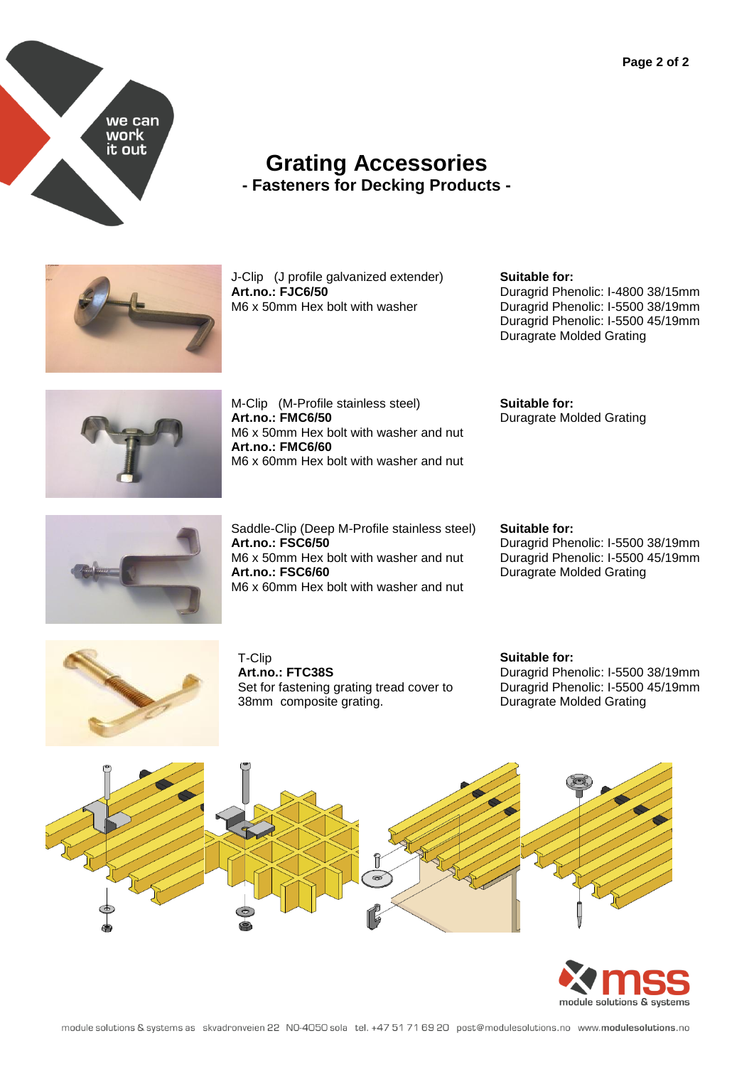# Grating Accessories

## - Fasteners for Decking Products -

J-Clip (J profile galvanized extender)
**Art.no.: FJC6/50**
M6 x 50mm Hex bolt with washer

**Suitable for:**
Duragrid Phenolic: I-4800 38/15mm
Duragrid Phenolic: I-5500 38/19mm
Duragrid Phenolic: I-5500 45/19mm
Duragrate Molded Grating

M-Clip (M-Profile stainless steel)
**Art.no.: FMC6/50**
M6 x 50mm Hex bolt with washer and nut
**Art.no.: FMC6/60**
M6 x 60mm Hex bolt with washer and nut

**Suitable for:**
Duragrate Molded Grating

Saddle-Clip (Deep M-Profile stainless steel)
**Art.no.: FSC6/50**
M6 x 50mm Hex bolt with washer and nut
**Art.no.: FSC6/60**
M6 x 60mm Hex bolt with washer and nut

**Suitable for:**
Duragrid Phenolic: I-5500 38/19mm
Duragrid Phenolic: I-5500 45/19mm
Duragrate Molded Grating

T-Clip
**Art.no.: FTC38S**
Set for fastening grating tread cover to 38mm composite grating.

**Suitable for:**
Duragrid Phenolic: I-5500 38/19mm
Duragrid Phenolic: I-5500 45/19mm
Duragrate Molded Grating

module solutions & systems as skvadronveien 22 NO-4050 sola tel. +47 51 71 69 20 post@modulesolutions.no www.modulesolutions.no